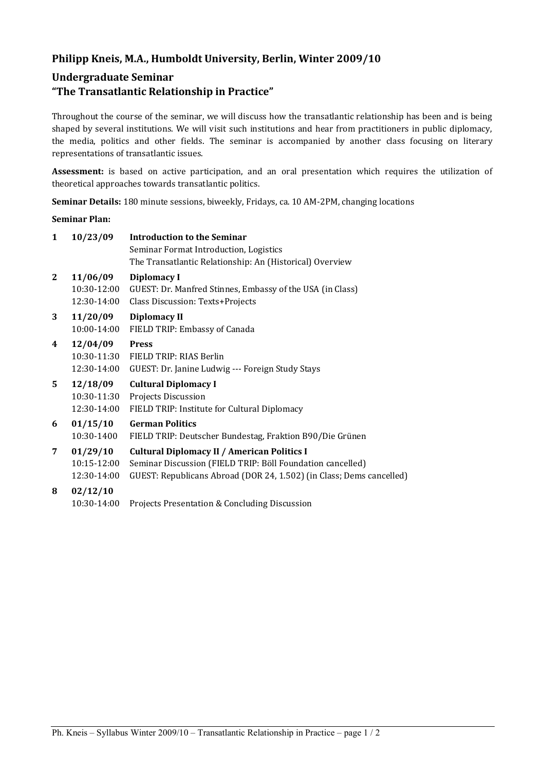## Philipp Kneis, M.A., Humboldt University, Berlin, Winter 2009/10

## Undergraduate Seminar
## "The Transatlantic Relationship in Practice"

Throughout the course of the seminar, we will discuss how the transatlantic relationship has been and is being shaped by several institutions. We will visit such institutions and hear from practitioners in public diplomacy, the media, politics and other fields. The seminar is accompanied by another class focusing on literary representations of transatlantic issues.

**Assessment:** is based on active participation, and an oral presentation which requires the utilization of theoretical approaches towards transatlantic politics.

**Seminar Details:** 180 minute sessions, biweekly, Fridays, ca. 10 AM-2PM, changing locations

**Seminar Plan:**

| | | |
|---|---|---|
| **1** | **10/23/09** | **Introduction to the Seminar** |
| | | Seminar Format Introduction, Logistics |
| | | The Transatlantic Relationship: An (Historical) Overview |
| **2** | **11/06/09** | **Diplomacy I** |
| | 10:30-12:00 | GUEST: Dr. Manfred Stinnes, Embassy of the USA (in Class) |
| | 12:30-14:00 | Class Discussion: Texts+Projects |
| **3** | **11/20/09** | **Diplomacy II** |
| | 10:00-14:00 | FIELD TRIP: Embassy of Canada |
| **4** | **12/04/09** | **Press** |
| | 10:30-11:30 | FIELD TRIP: RIAS Berlin |
| | 12:30-14:00 | GUEST: Dr. Janine Ludwig --- Foreign Study Stays |
| **5** | **12/18/09** | **Cultural Diplomacy I** |
| | 10:30-11:30 | Projects Discussion |
| | 12:30-14:00 | FIELD TRIP: Institute for Cultural Diplomacy |
| **6** | **01/15/10** | **German Politics** |
| | 10:30-1400 | FIELD TRIP: Deutscher Bundestag, Fraktion B90/Die Grünen |
| **7** | **01/29/10** | **Cultural Diplomacy II / American Politics I** |
| | 10:15-12:00 | Seminar Discussion (FIELD TRIP: Böll Foundation cancelled) |
| | 12:30-14:00 | GUEST: Republicans Abroad (DOR 24, 1.502) (in Class; Dems cancelled) |
| **8** | **02/12/10** | |
| | 10:30-14:00 | Projects Presentation & Concluding Discussion |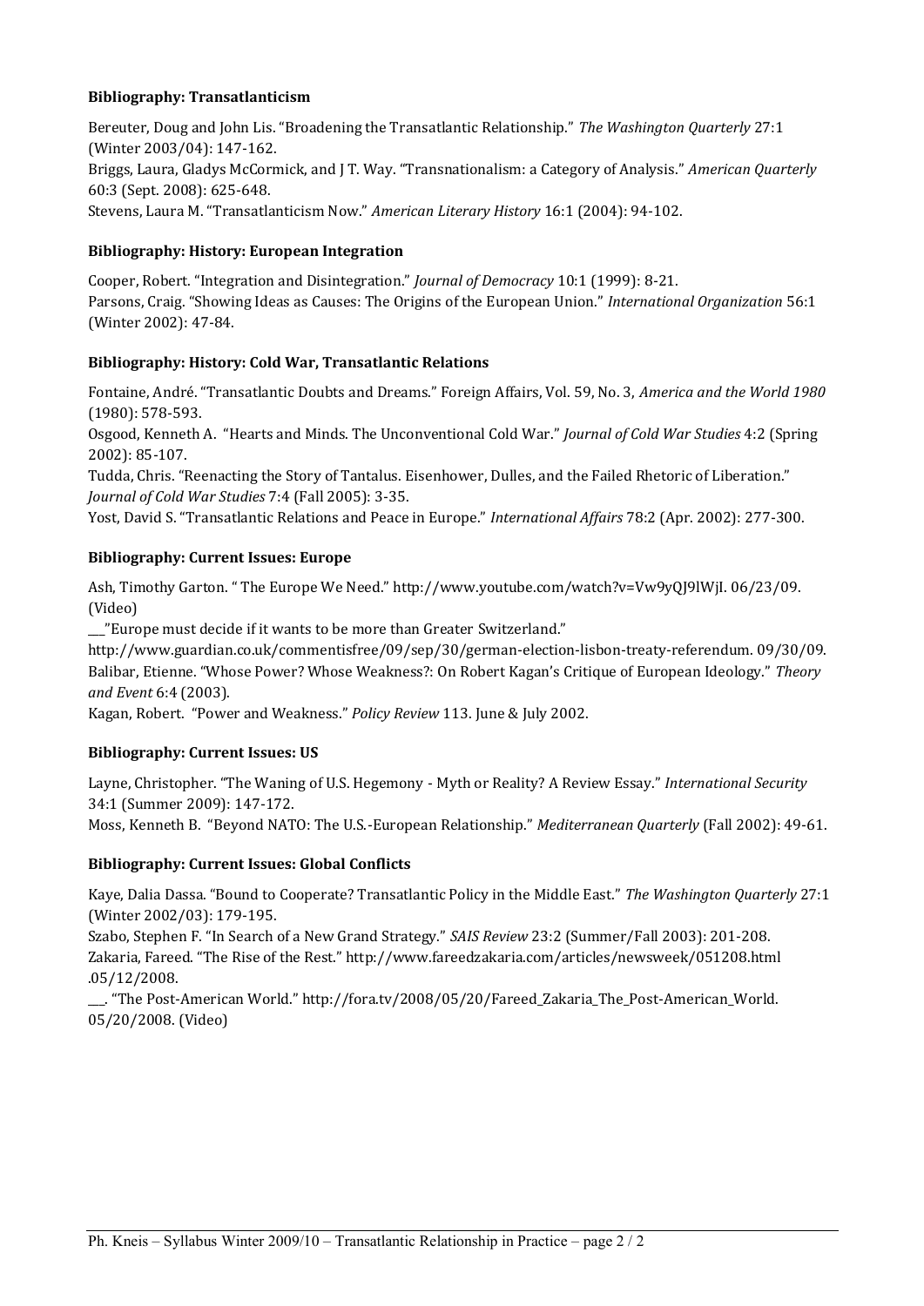**Bibliography: Transatlanticism**

Bereuter, Doug and John Lis. "Broadening the Transatlantic Relationship." *The Washington Quarterly* 27:1 (Winter 2003/04): 147-162.
Briggs, Laura, Gladys McCormick, and J T. Way. "Transnationalism: a Category of Analysis." *American Quarterly* 60:3 (Sept. 2008): 625-648.
Stevens, Laura M. "Transatlanticism Now." *American Literary History* 16:1 (2004): 94-102.

**Bibliography: History: European Integration**

Cooper, Robert. "Integration and Disintegration." *Journal of Democracy* 10:1 (1999): 8-21.
Parsons, Craig. "Showing Ideas as Causes: The Origins of the European Union." *International Organization* 56:1 (Winter 2002): 47-84.

**Bibliography: History: Cold War, Transatlantic Relations**

Fontaine, André. "Transatlantic Doubts and Dreams." Foreign Affairs, Vol. 59, No. 3, *America and the World 1980* (1980): 578-593.
Osgood, Kenneth A. "Hearts and Minds. The Unconventional Cold War." *Journal of Cold War Studies* 4:2 (Spring 2002): 85-107.
Tudda, Chris. "Reenacting the Story of Tantalus. Eisenhower, Dulles, and the Failed Rhetoric of Liberation." *Journal of Cold War Studies* 7:4 (Fall 2005): 3-35.
Yost, David S. "Transatlantic Relations and Peace in Europe." *International Affairs* 78:2 (Apr. 2002): 277-300.

**Bibliography: Current Issues: Europe**

Ash, Timothy Garton. " The Europe We Need." http://www.youtube.com/watch?v=Vw9yQJ9lWjI. 06/23/09. (Video)
___"Europe must decide if it wants to be more than Greater Switzerland." http://www.guardian.co.uk/commentisfree/09/sep/30/german-election-lisbon-treaty-referendum. 09/30/09.
Balibar, Etienne. "Whose Power? Whose Weakness?: On Robert Kagan's Critique of European Ideology." *Theory and Event* 6:4 (2003).
Kagan, Robert. "Power and Weakness." *Policy Review* 113. June & July 2002.

**Bibliography: Current Issues: US**

Layne, Christopher. "The Waning of U.S. Hegemony - Myth or Reality? A Review Essay." *International Security* 34:1 (Summer 2009): 147-172.
Moss, Kenneth B. "Beyond NATO: The U.S.-European Relationship." *Mediterranean Quarterly* (Fall 2002): 49-61.

**Bibliography: Current Issues: Global Conflicts**

Kaye, Dalia Dassa. "Bound to Cooperate? Transatlantic Policy in the Middle East." *The Washington Quarterly* 27:1 (Winter 2002/03): 179-195.
Szabo, Stephen F. "In Search of a New Grand Strategy." *SAIS Review* 23:2 (Summer/Fall 2003): 201-208.
Zakaria, Fareed. "The Rise of the Rest." http://www.fareedzakaria.com/articles/newsweek/051208.html .05/12/2008.
___. "The Post-American World." http://fora.tv/2008/05/20/Fareed_Zakaria_The_Post-American_World. 05/20/2008. (Video)